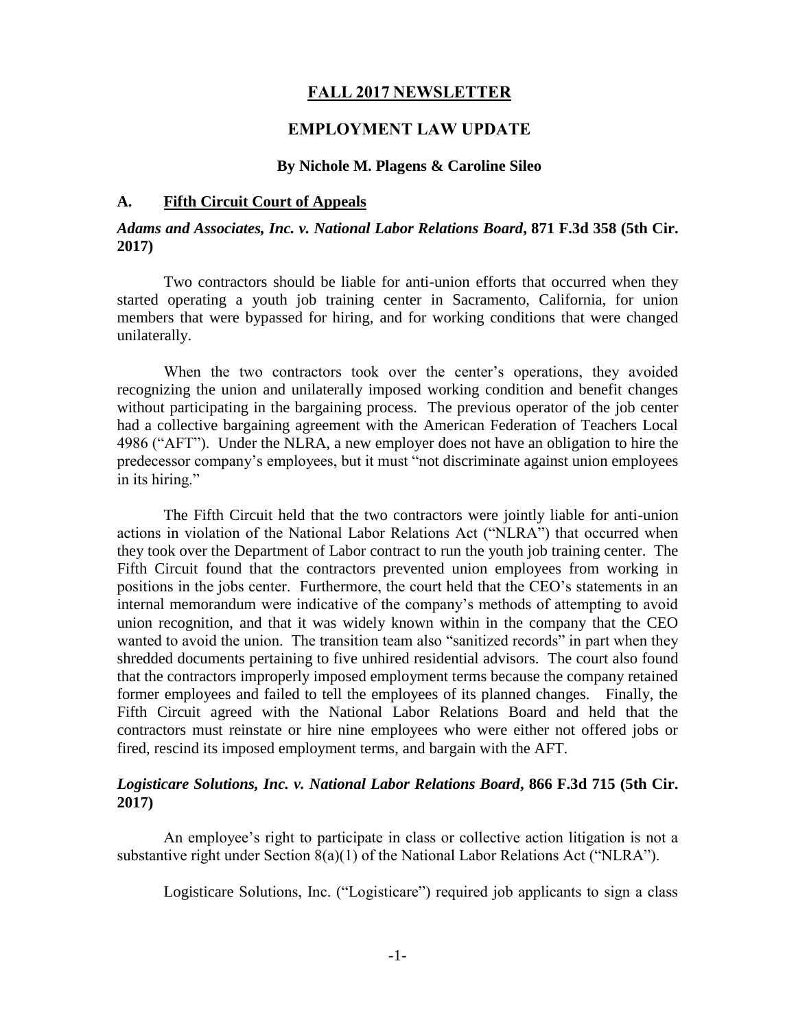# FALL 2017 NEWSLETTER

## EMPLOYMENT LAW UPDATE

**By Nichole M. Plagens & Caroline Sileo**

### A. Fifth Circuit Court of Appeals

#### *Adams and Associates, Inc. v. National Labor Relations Board*, 871 F.3d 358 (5th Cir. 2017)

Two contractors should be liable for anti-union efforts that occurred when they started operating a youth job training center in Sacramento, California, for union members that were bypassed for hiring, and for working conditions that were changed unilaterally.

When the two contractors took over the center's operations, they avoided recognizing the union and unilaterally imposed working condition and benefit changes without participating in the bargaining process. The previous operator of the job center had a collective bargaining agreement with the American Federation of Teachers Local 4986 ("AFT"). Under the NLRA, a new employer does not have an obligation to hire the predecessor company's employees, but it must "not discriminate against union employees in its hiring."

The Fifth Circuit held that the two contractors were jointly liable for anti-union actions in violation of the National Labor Relations Act ("NLRA") that occurred when they took over the Department of Labor contract to run the youth job training center. The Fifth Circuit found that the contractors prevented union employees from working in positions in the jobs center. Furthermore, the court held that the CEO's statements in an internal memorandum were indicative of the company's methods of attempting to avoid union recognition, and that it was widely known within in the company that the CEO wanted to avoid the union. The transition team also "sanitized records" in part when they shredded documents pertaining to five unhired residential advisors. The court also found that the contractors improperly imposed employment terms because the company retained former employees and failed to tell the employees of its planned changes. Finally, the Fifth Circuit agreed with the National Labor Relations Board and held that the contractors must reinstate or hire nine employees who were either not offered jobs or fired, rescind its imposed employment terms, and bargain with the AFT.

#### *Logisticare Solutions, Inc. v. National Labor Relations Board*, 866 F.3d 715 (5th Cir. 2017)

An employee's right to participate in class or collective action litigation is not a substantive right under Section 8(a)(1) of the National Labor Relations Act ("NLRA").

Logisticare Solutions, Inc. ("Logisticare") required job applicants to sign a class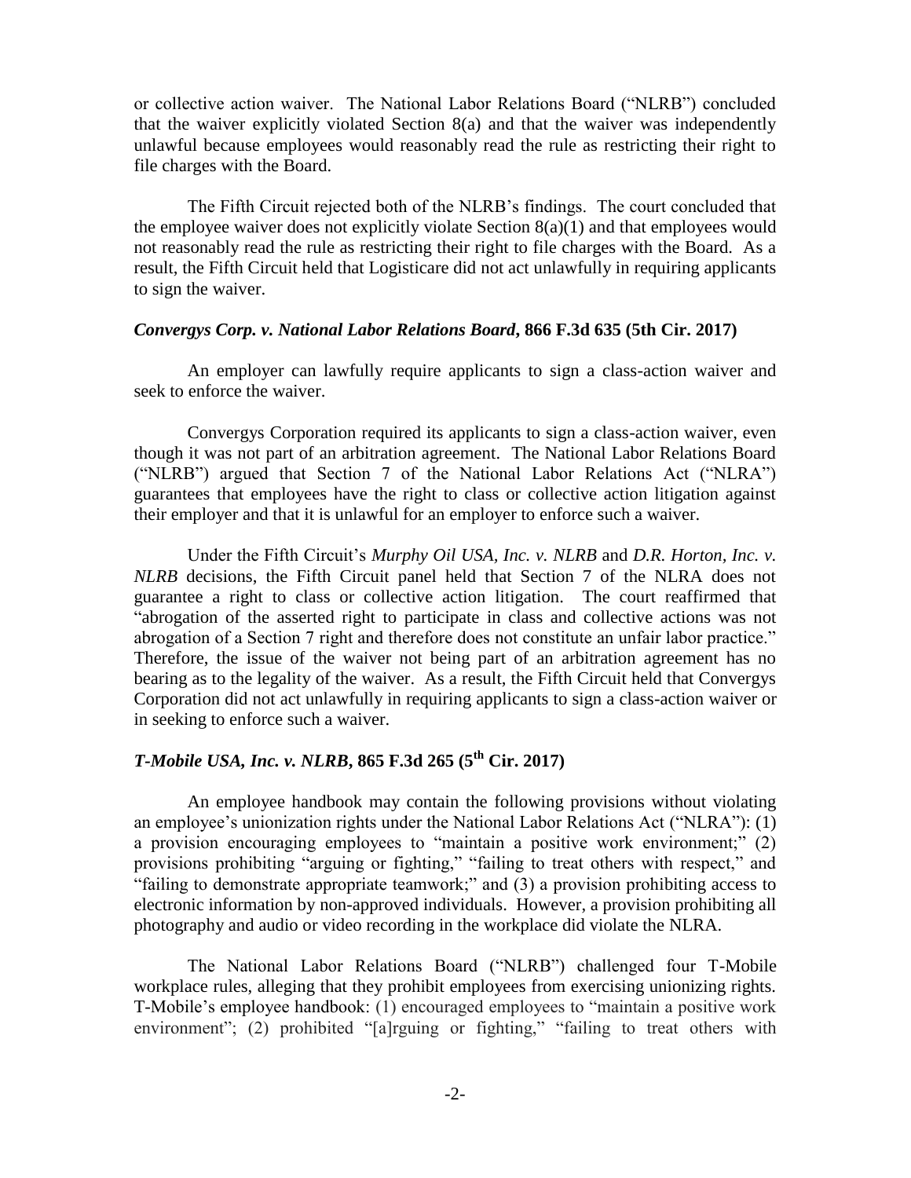or collective action waiver. The National Labor Relations Board ("NLRB") concluded that the waiver explicitly violated Section 8(a) and that the waiver was independently unlawful because employees would reasonably read the rule as restricting their right to file charges with the Board.

The Fifth Circuit rejected both of the NLRB's findings. The court concluded that the employee waiver does not explicitly violate Section 8(a)(1) and that employees would not reasonably read the rule as restricting their right to file charges with the Board. As a result, the Fifth Circuit held that Logisticare did not act unlawfully in requiring applicants to sign the waiver.

### ***Convergys Corp. v. National Labor Relations Board*, 866 F.3d 635 (5th Cir. 2017)**

An employer can lawfully require applicants to sign a class-action waiver and seek to enforce the waiver.

Convergys Corporation required its applicants to sign a class-action waiver, even though it was not part of an arbitration agreement. The National Labor Relations Board ("NLRB") argued that Section 7 of the National Labor Relations Act ("NLRA") guarantees that employees have the right to class or collective action litigation against their employer and that it is unlawful for an employer to enforce such a waiver.

Under the Fifth Circuit's *Murphy Oil USA, Inc. v. NLRB* and *D.R. Horton, Inc. v. NLRB* decisions, the Fifth Circuit panel held that Section 7 of the NLRA does not guarantee a right to class or collective action litigation. The court reaffirmed that "abrogation of the asserted right to participate in class and collective actions was not abrogation of a Section 7 right and therefore does not constitute an unfair labor practice." Therefore, the issue of the waiver not being part of an arbitration agreement has no bearing as to the legality of the waiver. As a result, the Fifth Circuit held that Convergys Corporation did not act unlawfully in requiring applicants to sign a class-action waiver or in seeking to enforce such a waiver.

### ***T-Mobile USA, Inc. v. NLRB*, 865 F.3d 265 (5th Cir. 2017)**

An employee handbook may contain the following provisions without violating an employee's unionization rights under the National Labor Relations Act ("NLRA"): (1) a provision encouraging employees to "maintain a positive work environment;" (2) provisions prohibiting "arguing or fighting," "failing to treat others with respect," and "failing to demonstrate appropriate teamwork;" and (3) a provision prohibiting access to electronic information by non-approved individuals. However, a provision prohibiting all photography and audio or video recording in the workplace did violate the NLRA.

The National Labor Relations Board ("NLRB") challenged four T-Mobile workplace rules, alleging that they prohibit employees from exercising unionizing rights. T-Mobile's employee handbook: (1) encouraged employees to "maintain a positive work environment"; (2) prohibited "[a]rguing or fighting," "failing to treat others with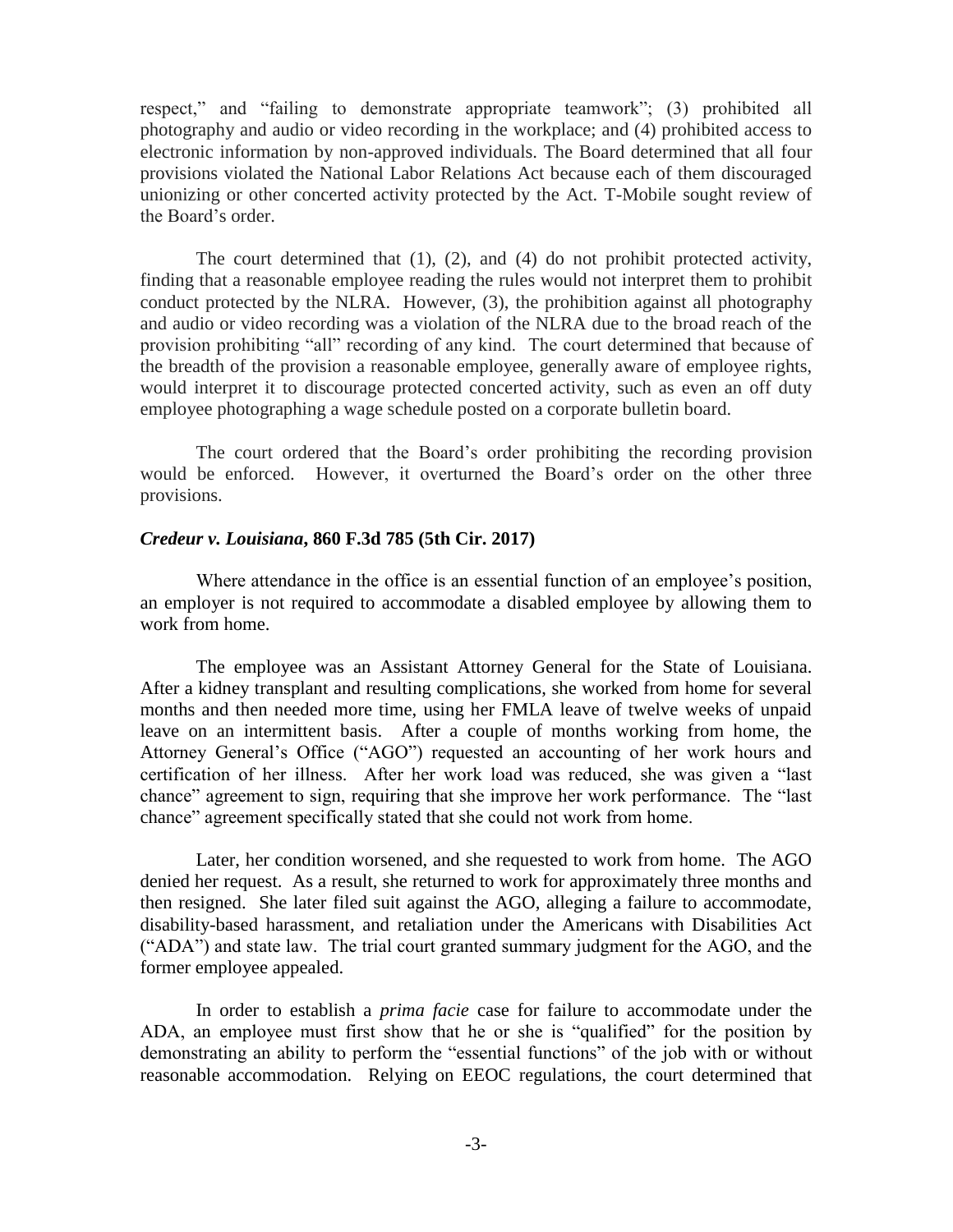respect," and "failing to demonstrate appropriate teamwork"; (3) prohibited all photography and audio or video recording in the workplace; and (4) prohibited access to electronic information by non-approved individuals. The Board determined that all four provisions violated the National Labor Relations Act because each of them discouraged unionizing or other concerted activity protected by the Act. T-Mobile sought review of the Board's order.

The court determined that (1), (2), and (4) do not prohibit protected activity, finding that a reasonable employee reading the rules would not interpret them to prohibit conduct protected by the NLRA. However, (3), the prohibition against all photography and audio or video recording was a violation of the NLRA due to the broad reach of the provision prohibiting "all" recording of any kind. The court determined that because of the breadth of the provision a reasonable employee, generally aware of employee rights, would interpret it to discourage protected concerted activity, such as even an off duty employee photographing a wage schedule posted on a corporate bulletin board.

The court ordered that the Board's order prohibiting the recording provision would be enforced. However, it overturned the Board's order on the other three provisions.

***Credeur v. Louisiana*, 860 F.3d 785 (5th Cir. 2017)**

Where attendance in the office is an essential function of an employee's position, an employer is not required to accommodate a disabled employee by allowing them to work from home.

The employee was an Assistant Attorney General for the State of Louisiana. After a kidney transplant and resulting complications, she worked from home for several months and then needed more time, using her FMLA leave of twelve weeks of unpaid leave on an intermittent basis. After a couple of months working from home, the Attorney General's Office ("AGO") requested an accounting of her work hours and certification of her illness. After her work load was reduced, she was given a "last chance" agreement to sign, requiring that she improve her work performance. The "last chance" agreement specifically stated that she could not work from home.

Later, her condition worsened, and she requested to work from home. The AGO denied her request. As a result, she returned to work for approximately three months and then resigned. She later filed suit against the AGO, alleging a failure to accommodate, disability-based harassment, and retaliation under the Americans with Disabilities Act ("ADA") and state law. The trial court granted summary judgment for the AGO, and the former employee appealed.

In order to establish a *prima facie* case for failure to accommodate under the ADA, an employee must first show that he or she is "qualified" for the position by demonstrating an ability to perform the "essential functions" of the job with or without reasonable accommodation. Relying on EEOC regulations, the court determined that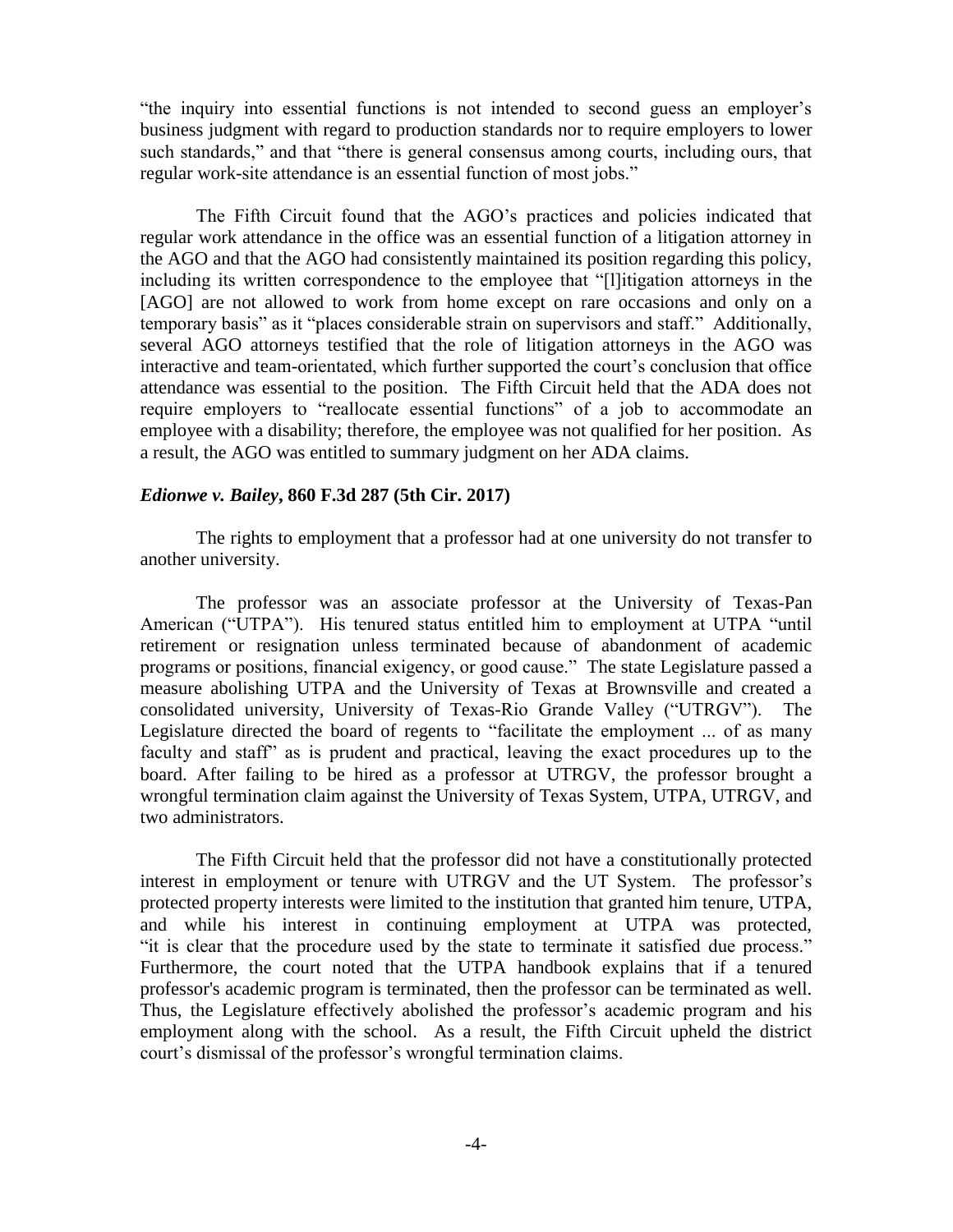"the inquiry into essential functions is not intended to second guess an employer's business judgment with regard to production standards nor to require employers to lower such standards," and that "there is general consensus among courts, including ours, that regular work-site attendance is an essential function of most jobs."

The Fifth Circuit found that the AGO's practices and policies indicated that regular work attendance in the office was an essential function of a litigation attorney in the AGO and that the AGO had consistently maintained its position regarding this policy, including its written correspondence to the employee that "[l]itigation attorneys in the [AGO] are not allowed to work from home except on rare occasions and only on a temporary basis" as it "places considerable strain on supervisors and staff." Additionally, several AGO attorneys testified that the role of litigation attorneys in the AGO was interactive and team-orientated, which further supported the court's conclusion that office attendance was essential to the position. The Fifth Circuit held that the ADA does not require employers to "reallocate essential functions" of a job to accommodate an employee with a disability; therefore, the employee was not qualified for her position. As a result, the AGO was entitled to summary judgment on her ADA claims.

### ***Edionwe v. Bailey*, 860 F.3d 287 (5th Cir. 2017)**

The rights to employment that a professor had at one university do not transfer to another university.

The professor was an associate professor at the University of Texas-Pan American ("UTPA"). His tenured status entitled him to employment at UTPA "until retirement or resignation unless terminated because of abandonment of academic programs or positions, financial exigency, or good cause." The state Legislature passed a measure abolishing UTPA and the University of Texas at Brownsville and created a consolidated university, University of Texas-Rio Grande Valley ("UTRGV"). The Legislature directed the board of regents to "facilitate the employment ... of as many faculty and staff" as is prudent and practical, leaving the exact procedures up to the board. After failing to be hired as a professor at UTRGV, the professor brought a wrongful termination claim against the University of Texas System, UTPA, UTRGV, and two administrators.

The Fifth Circuit held that the professor did not have a constitutionally protected interest in employment or tenure with UTRGV and the UT System. The professor's protected property interests were limited to the institution that granted him tenure, UTPA, and while his interest in continuing employment at UTPA was protected, "it is clear that the procedure used by the state to terminate it satisfied due process." Furthermore, the court noted that the UTPA handbook explains that if a tenured professor's academic program is terminated, then the professor can be terminated as well. Thus, the Legislature effectively abolished the professor's academic program and his employment along with the school. As a result, the Fifth Circuit upheld the district court's dismissal of the professor's wrongful termination claims.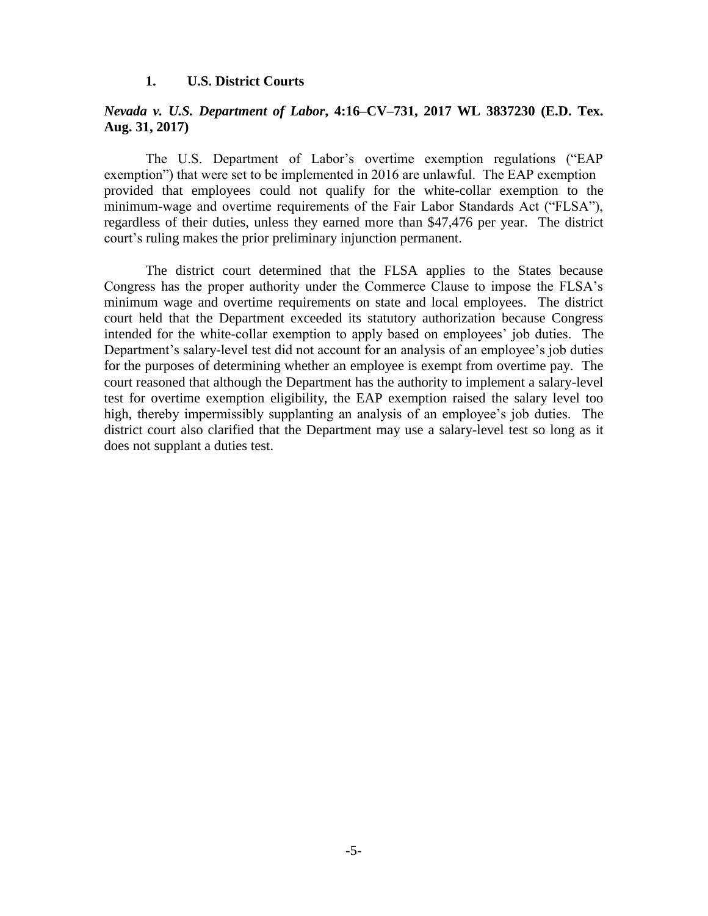### 1. U.S. District Courts

***Nevada v. U.S. Department of Labor*, 4:16–CV–731, 2017 WL 3837230 (E.D. Tex. Aug. 31, 2017)**

The U.S. Department of Labor's overtime exemption regulations ("EAP exemption") that were set to be implemented in 2016 are unlawful. The EAP exemption provided that employees could not qualify for the white-collar exemption to the minimum-wage and overtime requirements of the Fair Labor Standards Act ("FLSA"), regardless of their duties, unless they earned more than $47,476 per year. The district court's ruling makes the prior preliminary injunction permanent.

The district court determined that the FLSA applies to the States because Congress has the proper authority under the Commerce Clause to impose the FLSA's minimum wage and overtime requirements on state and local employees. The district court held that the Department exceeded its statutory authorization because Congress intended for the white-collar exemption to apply based on employees' job duties. The Department's salary-level test did not account for an analysis of an employee's job duties for the purposes of determining whether an employee is exempt from overtime pay. The court reasoned that although the Department has the authority to implement a salary-level test for overtime exemption eligibility, the EAP exemption raised the salary level too high, thereby impermissibly supplanting an analysis of an employee's job duties. The district court also clarified that the Department may use a salary-level test so long as it does not supplant a duties test.